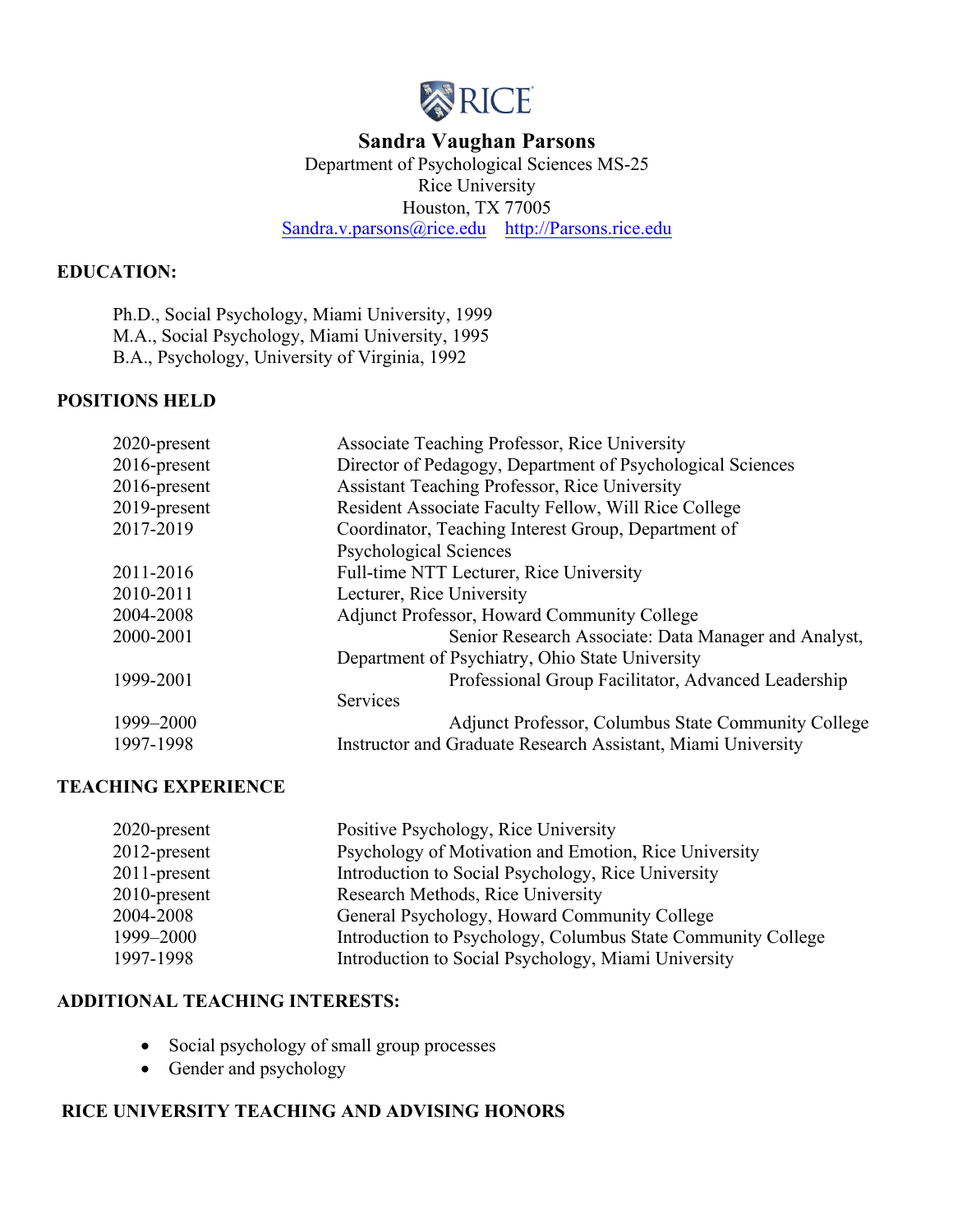# Sandra Vaughan Parsons

Department of Psychological Sciences MS-25
Rice University
Houston, TX 77005
Sandra.v.parsons@rice.edu    http://Parsons.rice.edu

## EDUCATION:

Ph.D., Social Psychology, Miami University, 1999
M.A., Social Psychology, Miami University, 1995
B.A., Psychology, University of Virginia, 1992

## POSITIONS HELD

| | |
|---|---|
| 2020-present | Associate Teaching Professor, Rice University |
| 2016-present | Director of Pedagogy, Department of Psychological Sciences |
| 2016-present | Assistant Teaching Professor, Rice University |
| 2019-present | Resident Associate Faculty Fellow, Will Rice College |
| 2017-2019 | Coordinator, Teaching Interest Group, Department of Psychological Sciences |
| 2011-2016 | Full-time NTT Lecturer, Rice University |
| 2010-2011 | Lecturer, Rice University |
| 2004-2008 | Adjunct Professor, Howard Community College |
| 2000-2001 | Senior Research Associate: Data Manager and Analyst, Department of Psychiatry, Ohio State University |
| 1999-2001 | Professional Group Facilitator, Advanced Leadership Services |
| 1999–2000 | Adjunct Professor, Columbus State Community College |
| 1997-1998 | Instructor and Graduate Research Assistant, Miami University |

## TEACHING EXPERIENCE

| | |
|---|---|
| 2020-present | Positive Psychology, Rice University |
| 2012-present | Psychology of Motivation and Emotion, Rice University |
| 2011-present | Introduction to Social Psychology, Rice University |
| 2010-present | Research Methods, Rice University |
| 2004-2008 | General Psychology, Howard Community College |
| 1999–2000 | Introduction to Psychology, Columbus State Community College |
| 1997-1998 | Introduction to Social Psychology, Miami University |

## ADDITIONAL TEACHING INTERESTS:

- Social psychology of small group processes
- Gender and psychology

## RICE UNIVERSITY TEACHING AND ADVISING HONORS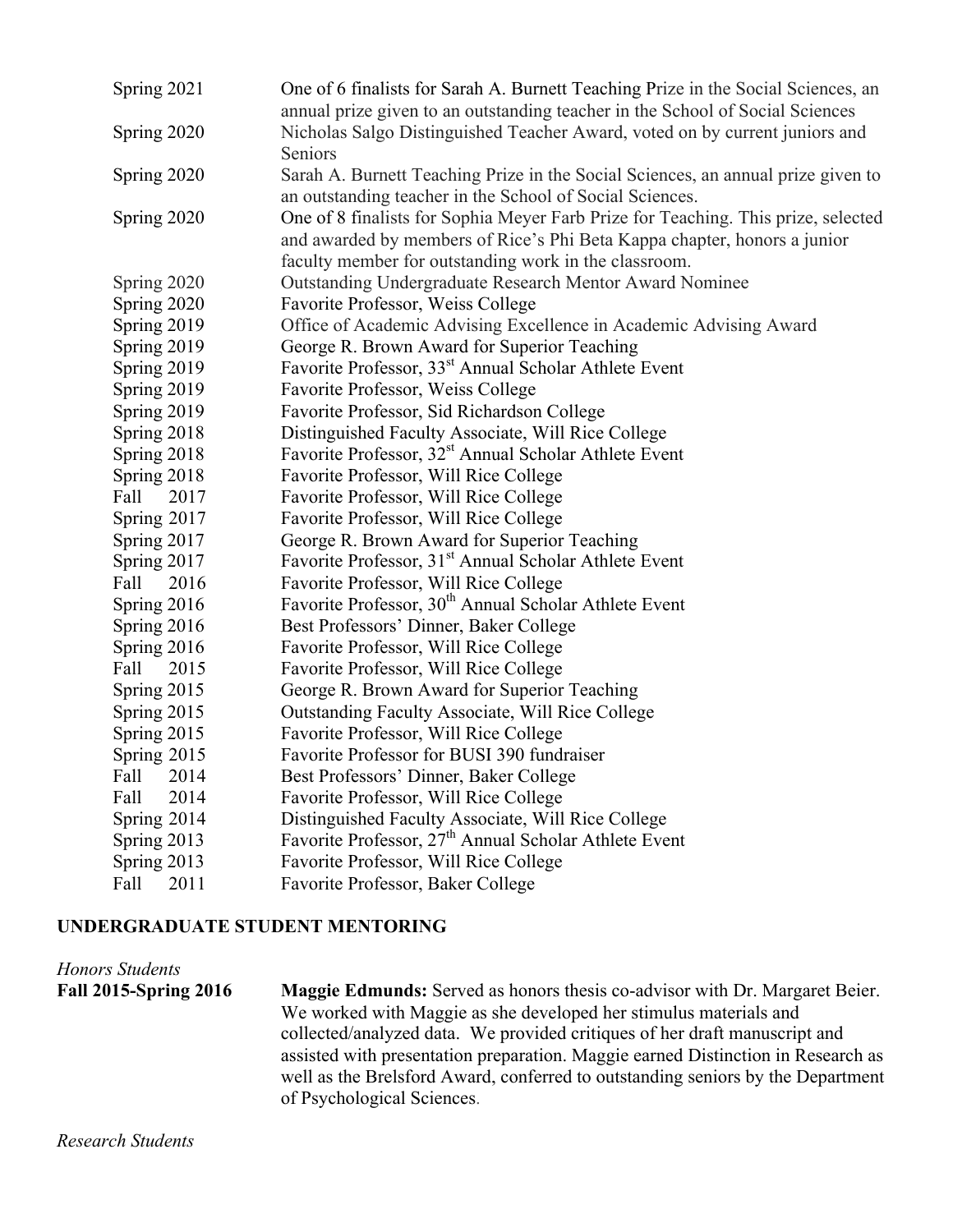| | |
|---|---|
| Spring 2021 | One of 6 finalists for Sarah A. Burnett Teaching Prize in the Social Sciences, an annual prize given to an outstanding teacher in the School of Social Sciences |
| Spring 2020 | Nicholas Salgo Distinguished Teacher Award, voted on by current juniors and Seniors |
| Spring 2020 | Sarah A. Burnett Teaching Prize in the Social Sciences, an annual prize given to an outstanding teacher in the School of Social Sciences. |
| Spring 2020 | One of 8 finalists for Sophia Meyer Farb Prize for Teaching. This prize, selected and awarded by members of Rice's Phi Beta Kappa chapter, honors a junior faculty member for outstanding work in the classroom. |
| Spring 2020 | Outstanding Undergraduate Research Mentor Award Nominee |
| Spring 2020 | Favorite Professor, Weiss College |
| Spring 2019 | Office of Academic Advising Excellence in Academic Advising Award |
| Spring 2019 | George R. Brown Award for Superior Teaching |
| Spring 2019 | Favorite Professor, 33rd Annual Scholar Athlete Event |
| Spring 2019 | Favorite Professor, Weiss College |
| Spring 2019 | Favorite Professor, Sid Richardson College |
| Spring 2018 | Distinguished Faculty Associate, Will Rice College |
| Spring 2018 | Favorite Professor, 32st Annual Scholar Athlete Event |
| Spring 2018 | Favorite Professor, Will Rice College |
| Fall 2017 | Favorite Professor, Will Rice College |
| Spring 2017 | Favorite Professor, Will Rice College |
| Spring 2017 | George R. Brown Award for Superior Teaching |
| Spring 2017 | Favorite Professor, 31st Annual Scholar Athlete Event |
| Fall 2016 | Favorite Professor, Will Rice College |
| Spring 2016 | Favorite Professor, 30th Annual Scholar Athlete Event |
| Spring 2016 | Best Professors' Dinner, Baker College |
| Spring 2016 | Favorite Professor, Will Rice College |
| Fall 2015 | Favorite Professor, Will Rice College |
| Spring 2015 | George R. Brown Award for Superior Teaching |
| Spring 2015 | Outstanding Faculty Associate, Will Rice College |
| Spring 2015 | Favorite Professor, Will Rice College |
| Spring 2015 | Favorite Professor for BUSI 390 fundraiser |
| Fall 2014 | Best Professors' Dinner, Baker College |
| Fall 2014 | Favorite Professor, Will Rice College |
| Spring 2014 | Distinguished Faculty Associate, Will Rice College |
| Spring 2013 | Favorite Professor, 27th Annual Scholar Athlete Event |
| Spring 2013 | Favorite Professor, Will Rice College |
| Fall 2011 | Favorite Professor, Baker College |

## UNDERGRADUATE STUDENT MENTORING

*Honors Students*

**Fall 2015-Spring 2016** — **Maggie Edmunds:** Served as honors thesis co-advisor with Dr. Margaret Beier. We worked with Maggie as she developed her stimulus materials and collected/analyzed data. We provided critiques of her draft manuscript and assisted with presentation preparation. Maggie earned Distinction in Research as well as the Brelsford Award, conferred to outstanding seniors by the Department of Psychological Sciences.

*Research Students*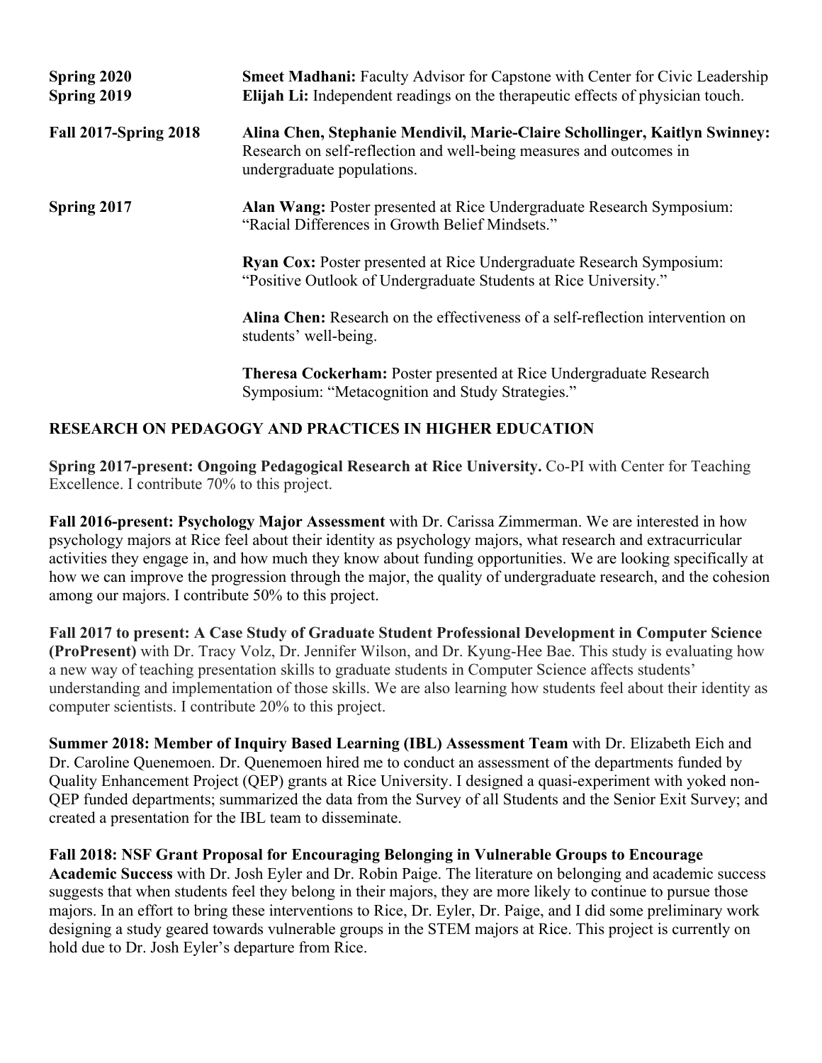| | |
|---|---|
| **Spring 2020** | **Smeet Madhani:** Faculty Advisor for Capstone with Center for Civic Leadership |
| **Spring 2019** | **Elijah Li:** Independent readings on the therapeutic effects of physician touch. |
| **Fall 2017-Spring 2018** | **Alina Chen, Stephanie Mendivil, Marie-Claire Schollinger, Kaitlyn Swinney:** Research on self-reflection and well-being measures and outcomes in undergraduate populations. |
| **Spring 2017** | **Alan Wang:** Poster presented at Rice Undergraduate Research Symposium: "Racial Differences in Growth Belief Mindsets." |
| | **Ryan Cox:** Poster presented at Rice Undergraduate Research Symposium: "Positive Outlook of Undergraduate Students at Rice University." |
| | **Alina Chen:** Research on the effectiveness of a self-reflection intervention on students' well-being. |
| | **Theresa Cockerham:** Poster presented at Rice Undergraduate Research Symposium: "Metacognition and Study Strategies." |

## RESEARCH ON PEDAGOGY AND PRACTICES IN HIGHER EDUCATION

**Spring 2017-present: Ongoing Pedagogical Research at Rice University.** Co-PI with Center for Teaching Excellence. I contribute 70% to this project.

**Fall 2016-present: Psychology Major Assessment** with Dr. Carissa Zimmerman. We are interested in how psychology majors at Rice feel about their identity as psychology majors, what research and extracurricular activities they engage in, and how much they know about funding opportunities. We are looking specifically at how we can improve the progression through the major, the quality of undergraduate research, and the cohesion among our majors. I contribute 50% to this project.

**Fall 2017 to present: A Case Study of Graduate Student Professional Development in Computer Science (ProPresent)** with Dr. Tracy Volz, Dr. Jennifer Wilson, and Dr. Kyung-Hee Bae. This study is evaluating how a new way of teaching presentation skills to graduate students in Computer Science affects students' understanding and implementation of those skills. We are also learning how students feel about their identity as computer scientists. I contribute 20% to this project.

**Summer 2018: Member of Inquiry Based Learning (IBL) Assessment Team** with Dr. Elizabeth Eich and Dr. Caroline Quenemoen. Dr. Quenemoen hired me to conduct an assessment of the departments funded by Quality Enhancement Project (QEP) grants at Rice University. I designed a quasi-experiment with yoked non-QEP funded departments; summarized the data from the Survey of all Students and the Senior Exit Survey; and created a presentation for the IBL team to disseminate.

**Fall 2018: NSF Grant Proposal for Encouraging Belonging in Vulnerable Groups to Encourage Academic Success** with Dr. Josh Eyler and Dr. Robin Paige. The literature on belonging and academic success suggests that when students feel they belong in their majors, they are more likely to continue to pursue those majors. In an effort to bring these interventions to Rice, Dr. Eyler, Dr. Paige, and I did some preliminary work designing a study geared towards vulnerable groups in the STEM majors at Rice. This project is currently on hold due to Dr. Josh Eyler's departure from Rice.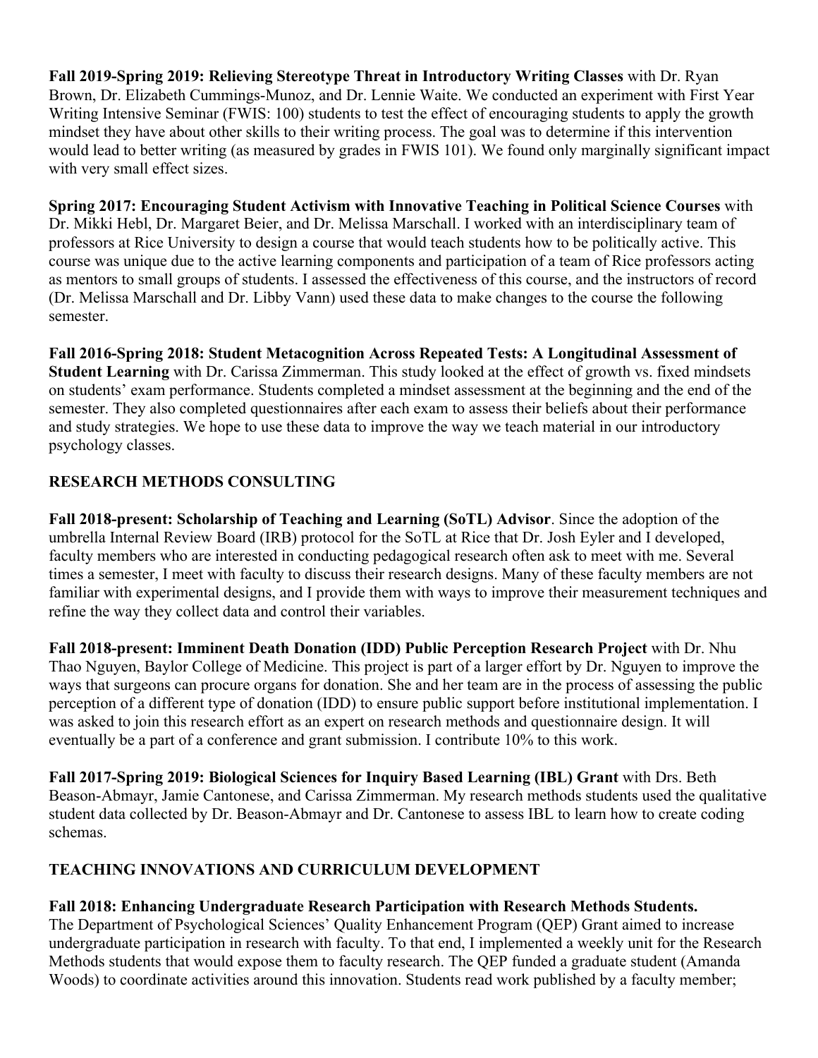**Fall 2019-Spring 2019: Relieving Stereotype Threat in Introductory Writing Classes** with Dr. Ryan Brown, Dr. Elizabeth Cummings-Munoz, and Dr. Lennie Waite. We conducted an experiment with First Year Writing Intensive Seminar (FWIS: 100) students to test the effect of encouraging students to apply the growth mindset they have about other skills to their writing process. The goal was to determine if this intervention would lead to better writing (as measured by grades in FWIS 101). We found only marginally significant impact with very small effect sizes.

**Spring 2017: Encouraging Student Activism with Innovative Teaching in Political Science Courses** with Dr. Mikki Hebl, Dr. Margaret Beier, and Dr. Melissa Marschall. I worked with an interdisciplinary team of professors at Rice University to design a course that would teach students how to be politically active. This course was unique due to the active learning components and participation of a team of Rice professors acting as mentors to small groups of students. I assessed the effectiveness of this course, and the instructors of record (Dr. Melissa Marschall and Dr. Libby Vann) used these data to make changes to the course the following semester.

**Fall 2016-Spring 2018: Student Metacognition Across Repeated Tests: A Longitudinal Assessment of Student Learning** with Dr. Carissa Zimmerman. This study looked at the effect of growth vs. fixed mindsets on students' exam performance. Students completed a mindset assessment at the beginning and the end of the semester. They also completed questionnaires after each exam to assess their beliefs about their performance and study strategies. We hope to use these data to improve the way we teach material in our introductory psychology classes.

## RESEARCH METHODS CONSULTING

**Fall 2018-present: Scholarship of Teaching and Learning (SoTL) Advisor**. Since the adoption of the umbrella Internal Review Board (IRB) protocol for the SoTL at Rice that Dr. Josh Eyler and I developed, faculty members who are interested in conducting pedagogical research often ask to meet with me. Several times a semester, I meet with faculty to discuss their research designs. Many of these faculty members are not familiar with experimental designs, and I provide them with ways to improve their measurement techniques and refine the way they collect data and control their variables.

**Fall 2018-present: Imminent Death Donation (IDD) Public Perception Research Project** with Dr. Nhu Thao Nguyen, Baylor College of Medicine. This project is part of a larger effort by Dr. Nguyen to improve the ways that surgeons can procure organs for donation. She and her team are in the process of assessing the public perception of a different type of donation (IDD) to ensure public support before institutional implementation. I was asked to join this research effort as an expert on research methods and questionnaire design. It will eventually be a part of a conference and grant submission. I contribute 10% to this work.

**Fall 2017-Spring 2019: Biological Sciences for Inquiry Based Learning (IBL) Grant** with Drs. Beth Beason-Abmayr, Jamie Cantonese, and Carissa Zimmerman. My research methods students used the qualitative student data collected by Dr. Beason-Abmayr and Dr. Cantonese to assess IBL to learn how to create coding schemas.

## TEACHING INNOVATIONS AND CURRICULUM DEVELOPMENT

**Fall 2018: Enhancing Undergraduate Research Participation with Research Methods Students.**
The Department of Psychological Sciences' Quality Enhancement Program (QEP) Grant aimed to increase undergraduate participation in research with faculty. To that end, I implemented a weekly unit for the Research Methods students that would expose them to faculty research. The QEP funded a graduate student (Amanda Woods) to coordinate activities around this innovation. Students read work published by a faculty member;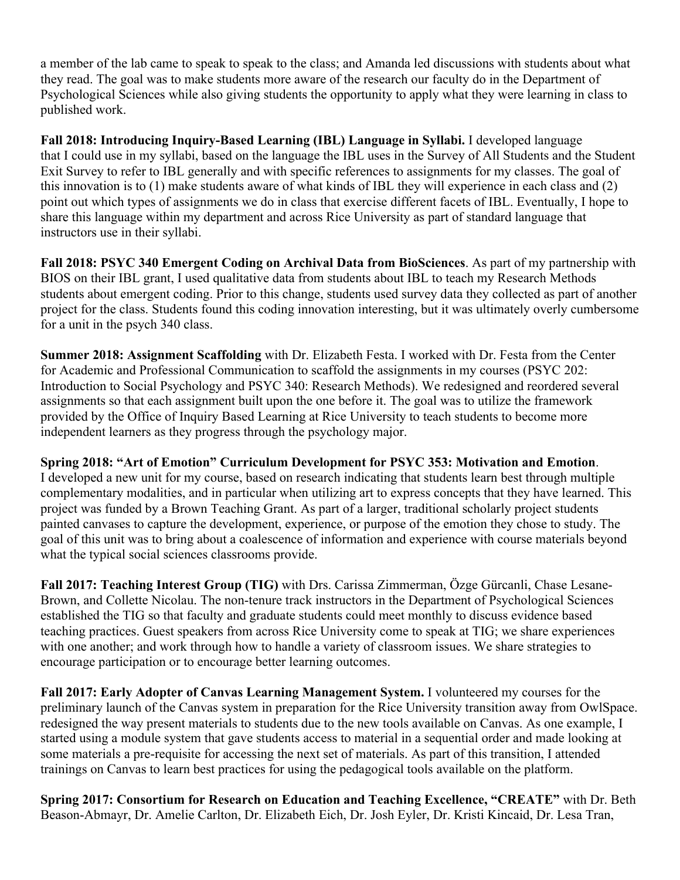a member of the lab came to speak to speak to the class; and Amanda led discussions with students about what they read. The goal was to make students more aware of the research our faculty do in the Department of Psychological Sciences while also giving students the opportunity to apply what they were learning in class to published work.

**Fall 2018: Introducing Inquiry-Based Learning (IBL) Language in Syllabi.** I developed language that I could use in my syllabi, based on the language the IBL uses in the Survey of All Students and the Student Exit Survey to refer to IBL generally and with specific references to assignments for my classes. The goal of this innovation is to (1) make students aware of what kinds of IBL they will experience in each class and (2) point out which types of assignments we do in class that exercise different facets of IBL. Eventually, I hope to share this language within my department and across Rice University as part of standard language that instructors use in their syllabi.

**Fall 2018: PSYC 340 Emergent Coding on Archival Data from BioSciences**. As part of my partnership with BIOS on their IBL grant, I used qualitative data from students about IBL to teach my Research Methods students about emergent coding. Prior to this change, students used survey data they collected as part of another project for the class. Students found this coding innovation interesting, but it was ultimately overly cumbersome for a unit in the psych 340 class.

**Summer 2018: Assignment Scaffolding** with Dr. Elizabeth Festa. I worked with Dr. Festa from the Center for Academic and Professional Communication to scaffold the assignments in my courses (PSYC 202: Introduction to Social Psychology and PSYC 340: Research Methods). We redesigned and reordered several assignments so that each assignment built upon the one before it. The goal was to utilize the framework provided by the Office of Inquiry Based Learning at Rice University to teach students to become more independent learners as they progress through the psychology major.

**Spring 2018: "Art of Emotion" Curriculum Development for PSYC 353: Motivation and Emotion**. I developed a new unit for my course, based on research indicating that students learn best through multiple complementary modalities, and in particular when utilizing art to express concepts that they have learned. This project was funded by a Brown Teaching Grant. As part of a larger, traditional scholarly project students painted canvases to capture the development, experience, or purpose of the emotion they chose to study. The goal of this unit was to bring about a coalescence of information and experience with course materials beyond what the typical social sciences classrooms provide.

**Fall 2017: Teaching Interest Group (TIG)** with Drs. Carissa Zimmerman, Özge Gürcanli, Chase Lesane-Brown, and Collette Nicolau. The non-tenure track instructors in the Department of Psychological Sciences established the TIG so that faculty and graduate students could meet monthly to discuss evidence based teaching practices. Guest speakers from across Rice University come to speak at TIG; we share experiences with one another; and work through how to handle a variety of classroom issues. We share strategies to encourage participation or to encourage better learning outcomes.

**Fall 2017: Early Adopter of Canvas Learning Management System.** I volunteered my courses for the preliminary launch of the Canvas system in preparation for the Rice University transition away from OwlSpace. redesigned the way present materials to students due to the new tools available on Canvas. As one example, I started using a module system that gave students access to material in a sequential order and made looking at some materials a pre-requisite for accessing the next set of materials. As part of this transition, I attended trainings on Canvas to learn best practices for using the pedagogical tools available on the platform.

**Spring 2017: Consortium for Research on Education and Teaching Excellence, "CREATE"** with Dr. Beth Beason-Abmayr, Dr. Amelie Carlton, Dr. Elizabeth Eich, Dr. Josh Eyler, Dr. Kristi Kincaid, Dr. Lesa Tran,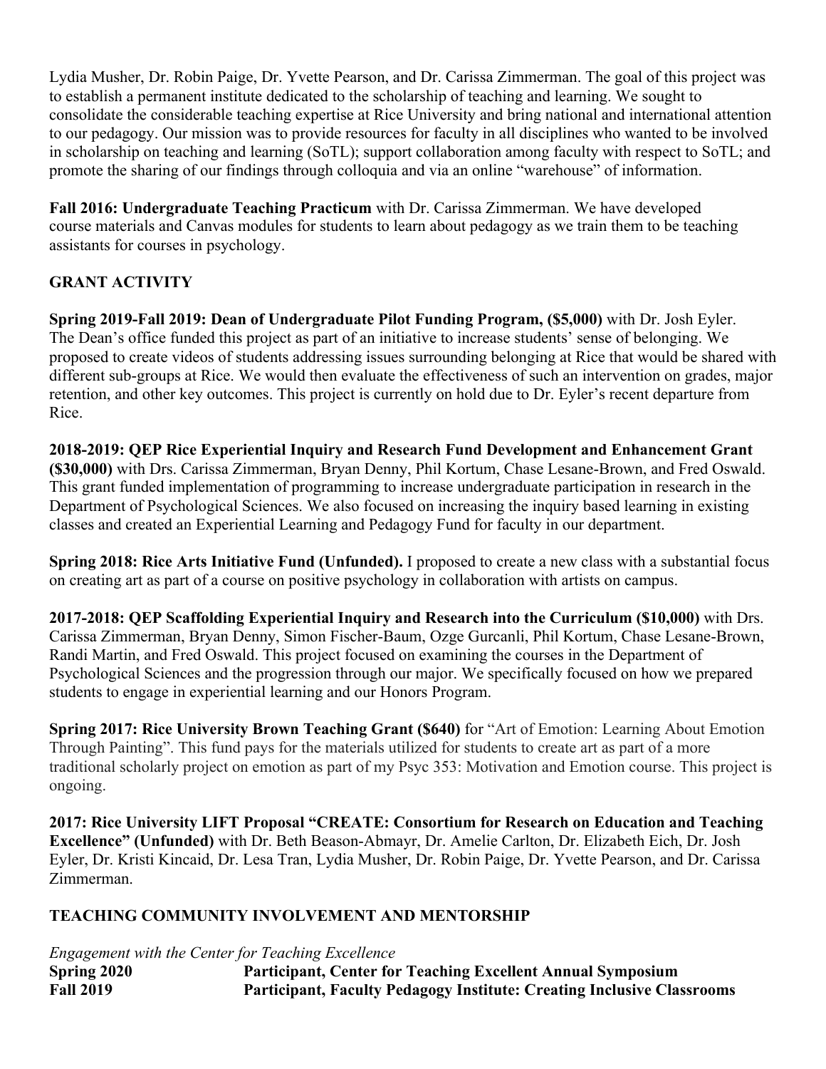Lydia Musher, Dr. Robin Paige, Dr. Yvette Pearson, and Dr. Carissa Zimmerman. The goal of this project was to establish a permanent institute dedicated to the scholarship of teaching and learning. We sought to consolidate the considerable teaching expertise at Rice University and bring national and international attention to our pedagogy. Our mission was to provide resources for faculty in all disciplines who wanted to be involved in scholarship on teaching and learning (SoTL); support collaboration among faculty with respect to SoTL; and promote the sharing of our findings through colloquia and via an online "warehouse" of information.

**Fall 2016: Undergraduate Teaching Practicum** with Dr. Carissa Zimmerman. We have developed course materials and Canvas modules for students to learn about pedagogy as we train them to be teaching assistants for courses in psychology.

## GRANT ACTIVITY

**Spring 2019-Fall 2019: Dean of Undergraduate Pilot Funding Program, ($5,000)** with Dr. Josh Eyler. The Dean's office funded this project as part of an initiative to increase students' sense of belonging. We proposed to create videos of students addressing issues surrounding belonging at Rice that would be shared with different sub-groups at Rice. We would then evaluate the effectiveness of such an intervention on grades, major retention, and other key outcomes. This project is currently on hold due to Dr. Eyler's recent departure from Rice.

**2018-2019: QEP Rice Experiential Inquiry and Research Fund Development and Enhancement Grant ($30,000)** with Drs. Carissa Zimmerman, Bryan Denny, Phil Kortum, Chase Lesane-Brown, and Fred Oswald. This grant funded implementation of programming to increase undergraduate participation in research in the Department of Psychological Sciences. We also focused on increasing the inquiry based learning in existing classes and created an Experiential Learning and Pedagogy Fund for faculty in our department.

**Spring 2018: Rice Arts Initiative Fund (Unfunded).** I proposed to create a new class with a substantial focus on creating art as part of a course on positive psychology in collaboration with artists on campus.

**2017-2018: QEP Scaffolding Experiential Inquiry and Research into the Curriculum ($10,000)** with Drs. Carissa Zimmerman, Bryan Denny, Simon Fischer-Baum, Ozge Gurcanli, Phil Kortum, Chase Lesane-Brown, Randi Martin, and Fred Oswald. This project focused on examining the courses in the Department of Psychological Sciences and the progression through our major. We specifically focused on how we prepared students to engage in experiential learning and our Honors Program.

**Spring 2017: Rice University Brown Teaching Grant ($640)** for "Art of Emotion: Learning About Emotion Through Painting". This fund pays for the materials utilized for students to create art as part of a more traditional scholarly project on emotion as part of my Psyc 353: Motivation and Emotion course. This project is ongoing.

**2017: Rice University LIFT Proposal "CREATE: Consortium for Research on Education and Teaching Excellence" (Unfunded)** with Dr. Beth Beason-Abmayr, Dr. Amelie Carlton, Dr. Elizabeth Eich, Dr. Josh Eyler, Dr. Kristi Kincaid, Dr. Lesa Tran, Lydia Musher, Dr. Robin Paige, Dr. Yvette Pearson, and Dr. Carissa Zimmerman.

## TEACHING COMMUNITY INVOLVEMENT AND MENTORSHIP

*Engagement with the Center for Teaching Excellence*

**Spring 2020** **Participant, Center for Teaching Excellent Annual Symposium**

**Fall 2019** **Participant, Faculty Pedagogy Institute: Creating Inclusive Classrooms**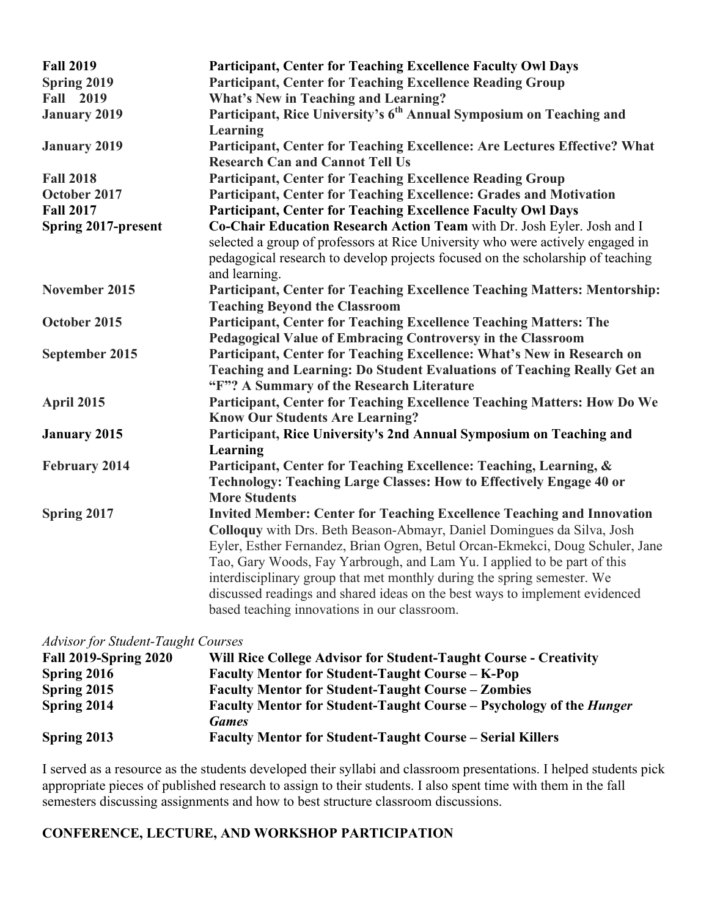| | |
|---|---|
| **Fall 2019** | **Participant, Center for Teaching Excellence Faculty Owl Days** |
| **Spring 2019** | **Participant, Center for Teaching Excellence Reading Group** |
| **Fall 2019** | **What's New in Teaching and Learning?** |
| **January 2019** | **Participant, Rice University's 6th Annual Symposium on Teaching and Learning** |
| **January 2019** | **Participant, Center for Teaching Excellence: Are Lectures Effective? What Research Can and Cannot Tell Us** |
| **Fall 2018** | **Participant, Center for Teaching Excellence Reading Group** |
| **October 2017** | **Participant, Center for Teaching Excellence: Grades and Motivation** |
| **Fall 2017** | **Participant, Center for Teaching Excellence Faculty Owl Days** |
| **Spring 2017-present** | **Co-Chair Education Research Action Team** with Dr. Josh Eyler. Josh and I selected a group of professors at Rice University who were actively engaged in pedagogical research to develop projects focused on the scholarship of teaching and learning. |
| **November 2015** | **Participant, Center for Teaching Excellence Teaching Matters: Mentorship: Teaching Beyond the Classroom** |
| **October 2015** | **Participant, Center for Teaching Excellence Teaching Matters: The Pedagogical Value of Embracing Controversy in the Classroom** |
| **September 2015** | **Participant, Center for Teaching Excellence: What's New in Research on Teaching and Learning: Do Student Evaluations of Teaching Really Get an "F"? A Summary of the Research Literature** |
| **April 2015** | **Participant, Center for Teaching Excellence Teaching Matters: How Do We Know Our Students Are Learning?** |
| **January 2015** | **Participant, Rice University's 2nd Annual Symposium on Teaching and Learning** |
| **February 2014** | **Participant, Center for Teaching Excellence: Teaching, Learning, & Technology: Teaching Large Classes: How to Effectively Engage 40 or More Students** |
| **Spring 2017** | **Invited Member: Center for Teaching Excellence Teaching and Innovation Colloquy** with Drs. Beth Beason-Abmayr, Daniel Domingues da Silva, Josh Eyler, Esther Fernandez, Brian Ogren, Betul Orcan-Ekmekci, Doug Schuler, Jane Tao, Gary Woods, Fay Yarbrough, and Lam Yu. I applied to be part of this interdisciplinary group that met monthly during the spring semester. We discussed readings and shared ideas on the best ways to implement evidenced based teaching innovations in our classroom. |

*Advisor for Student-Taught Courses*

| | |
|---|---|
| **Fall 2019-Spring 2020** | **Will Rice College Advisor for Student-Taught Course - Creativity** |
| **Spring 2016** | **Faculty Mentor for Student-Taught Course – K-Pop** |
| **Spring 2015** | **Faculty Mentor for Student-Taught Course – Zombies** |
| **Spring 2014** | **Faculty Mentor for Student-Taught Course – Psychology of the *Hunger Games*** |
| **Spring 2013** | **Faculty Mentor for Student-Taught Course – Serial Killers** |

I served as a resource as the students developed their syllabi and classroom presentations. I helped students pick appropriate pieces of published research to assign to their students. I also spent time with them in the fall semesters discussing assignments and how to best structure classroom discussions.

## CONFERENCE, LECTURE, AND WORKSHOP PARTICIPATION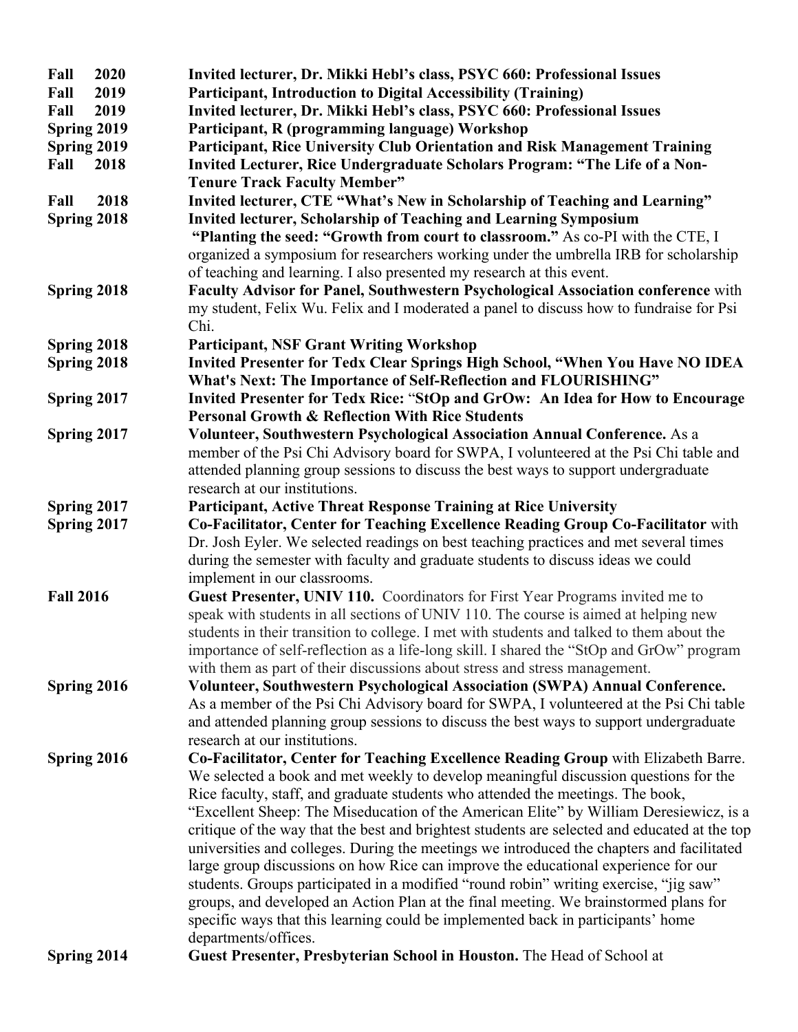**Fall 2020** **Invited lecturer, Dr. Mikki Hebl's class, PSYC 660: Professional Issues**

**Fall 2019** **Participant, Introduction to Digital Accessibility (Training)**

**Fall 2019** **Invited lecturer, Dr. Mikki Hebl's class, PSYC 660: Professional Issues**

**Spring 2019** **Participant, R (programming language) Workshop**

**Spring 2019** **Participant, Rice University Club Orientation and Risk Management Training**

**Fall 2018** **Invited Lecturer, Rice Undergraduate Scholars Program: "The Life of a Non-Tenure Track Faculty Member"**

**Fall 2018** **Invited lecturer, CTE "What's New in Scholarship of Teaching and Learning"**

**Spring 2018** **Invited lecturer, Scholarship of Teaching and Learning Symposium "Planting the seed: "Growth from court to classroom."** As co-PI with the CTE, I organized a symposium for researchers working under the umbrella IRB for scholarship of teaching and learning. I also presented my research at this event.

**Spring 2018** **Faculty Advisor for Panel, Southwestern Psychological Association conference** with my student, Felix Wu. Felix and I moderated a panel to discuss how to fundraise for Psi Chi.

**Spring 2018** **Participant, NSF Grant Writing Workshop**

**Spring 2018** **Invited Presenter for Tedx Clear Springs High School, "When You Have NO IDEA What's Next: The Importance of Self-Reflection and FLOURISHING"**

**Spring 2017** **Invited Presenter for Tedx Rice: "StOp and GrOw: An Idea for How to Encourage Personal Growth & Reflection With Rice Students**

**Spring 2017** **Volunteer, Southwestern Psychological Association Annual Conference.** As a member of the Psi Chi Advisory board for SWPA, I volunteered at the Psi Chi table and attended planning group sessions to discuss the best ways to support undergraduate research at our institutions.

**Spring 2017** **Participant, Active Threat Response Training at Rice University**

**Spring 2017** **Co-Facilitator, Center for Teaching Excellence Reading Group Co-Facilitator** with Dr. Josh Eyler. We selected readings on best teaching practices and met several times during the semester with faculty and graduate students to discuss ideas we could implement in our classrooms.

**Fall 2016** **Guest Presenter, UNIV 110.** Coordinators for First Year Programs invited me to speak with students in all sections of UNIV 110. The course is aimed at helping new students in their transition to college. I met with students and talked to them about the importance of self-reflection as a life-long skill. I shared the "StOp and GrOw" program with them as part of their discussions about stress and stress management.

**Spring 2016** **Volunteer, Southwestern Psychological Association (SWPA) Annual Conference.** As a member of the Psi Chi Advisory board for SWPA, I volunteered at the Psi Chi table and attended planning group sessions to discuss the best ways to support undergraduate research at our institutions.

**Spring 2016** **Co-Facilitator, Center for Teaching Excellence Reading Group** with Elizabeth Barre. We selected a book and met weekly to develop meaningful discussion questions for the Rice faculty, staff, and graduate students who attended the meetings. The book, "Excellent Sheep: The Miseducation of the American Elite" by William Deresiewicz, is a critique of the way that the best and brightest students are selected and educated at the top universities and colleges. During the meetings we introduced the chapters and facilitated large group discussions on how Rice can improve the educational experience for our students. Groups participated in a modified "round robin" writing exercise, "jig saw" groups, and developed an Action Plan at the final meeting. We brainstormed plans for specific ways that this learning could be implemented back in participants' home departments/offices.

**Spring 2014** **Guest Presenter, Presbyterian School in Houston.** The Head of School at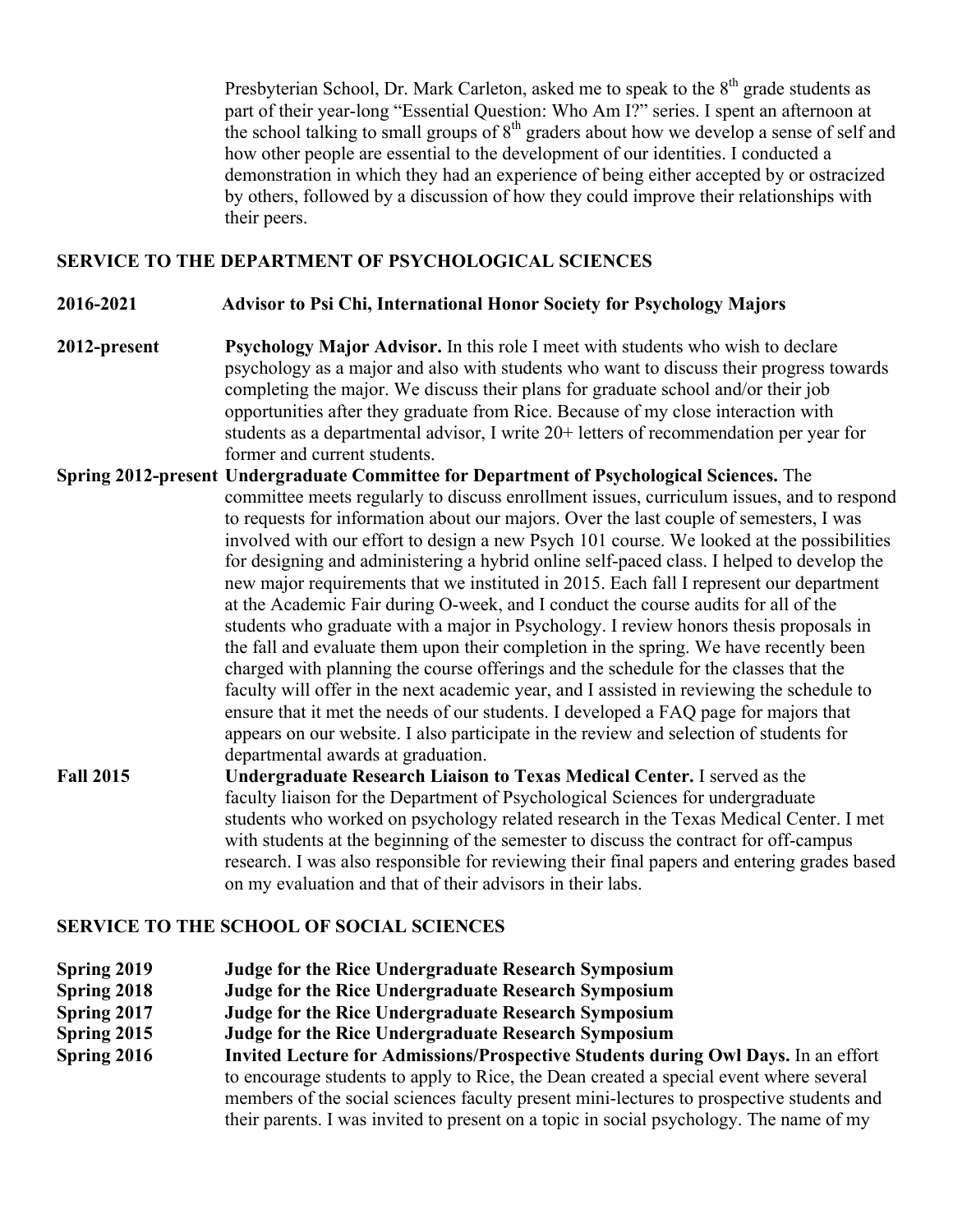Presbyterian School, Dr. Mark Carleton, asked me to speak to the 8th grade students as part of their year-long "Essential Question: Who Am I?" series. I spent an afternoon at the school talking to small groups of 8th graders about how we develop a sense of self and how other people are essential to the development of our identities. I conducted a demonstration in which they had an experience of being either accepted by or ostracized by others, followed by a discussion of how they could improve their relationships with their peers.

## SERVICE TO THE DEPARTMENT OF PSYCHOLOGICAL SCIENCES

**2016-2021** **Advisor to Psi Chi, International Honor Society for Psychology Majors**

**2012-present** **Psychology Major Advisor.** In this role I meet with students who wish to declare psychology as a major and also with students who want to discuss their progress towards completing the major. We discuss their plans for graduate school and/or their job opportunities after they graduate from Rice. Because of my close interaction with students as a departmental advisor, I write 20+ letters of recommendation per year for former and current students.

**Spring 2012-present** **Undergraduate Committee for Department of Psychological Sciences.** The committee meets regularly to discuss enrollment issues, curriculum issues, and to respond to requests for information about our majors. Over the last couple of semesters, I was involved with our effort to design a new Psych 101 course. We looked at the possibilities for designing and administering a hybrid online self-paced class. I helped to develop the new major requirements that we instituted in 2015. Each fall I represent our department at the Academic Fair during O-week, and I conduct the course audits for all of the students who graduate with a major in Psychology. I review honors thesis proposals in the fall and evaluate them upon their completion in the spring. We have recently been charged with planning the course offerings and the schedule for the classes that the faculty will offer in the next academic year, and I assisted in reviewing the schedule to ensure that it met the needs of our students. I developed a FAQ page for majors that appears on our website. I also participate in the review and selection of students for departmental awards at graduation.

**Fall 2015** **Undergraduate Research Liaison to Texas Medical Center.** I served as the faculty liaison for the Department of Psychological Sciences for undergraduate students who worked on psychology related research in the Texas Medical Center. I met with students at the beginning of the semester to discuss the contract for off-campus research. I was also responsible for reviewing their final papers and entering grades based on my evaluation and that of their advisors in their labs.

## SERVICE TO THE SCHOOL OF SOCIAL SCIENCES

**Spring 2019** **Judge for the Rice Undergraduate Research Symposium**
**Spring 2018** **Judge for the Rice Undergraduate Research Symposium**
**Spring 2017** **Judge for the Rice Undergraduate Research Symposium**
**Spring 2015** **Judge for the Rice Undergraduate Research Symposium**
**Spring 2016** **Invited Lecture for Admissions/Prospective Students during Owl Days.** In an effort to encourage students to apply to Rice, the Dean created a special event where several members of the social sciences faculty present mini-lectures to prospective students and their parents. I was invited to present on a topic in social psychology. The name of my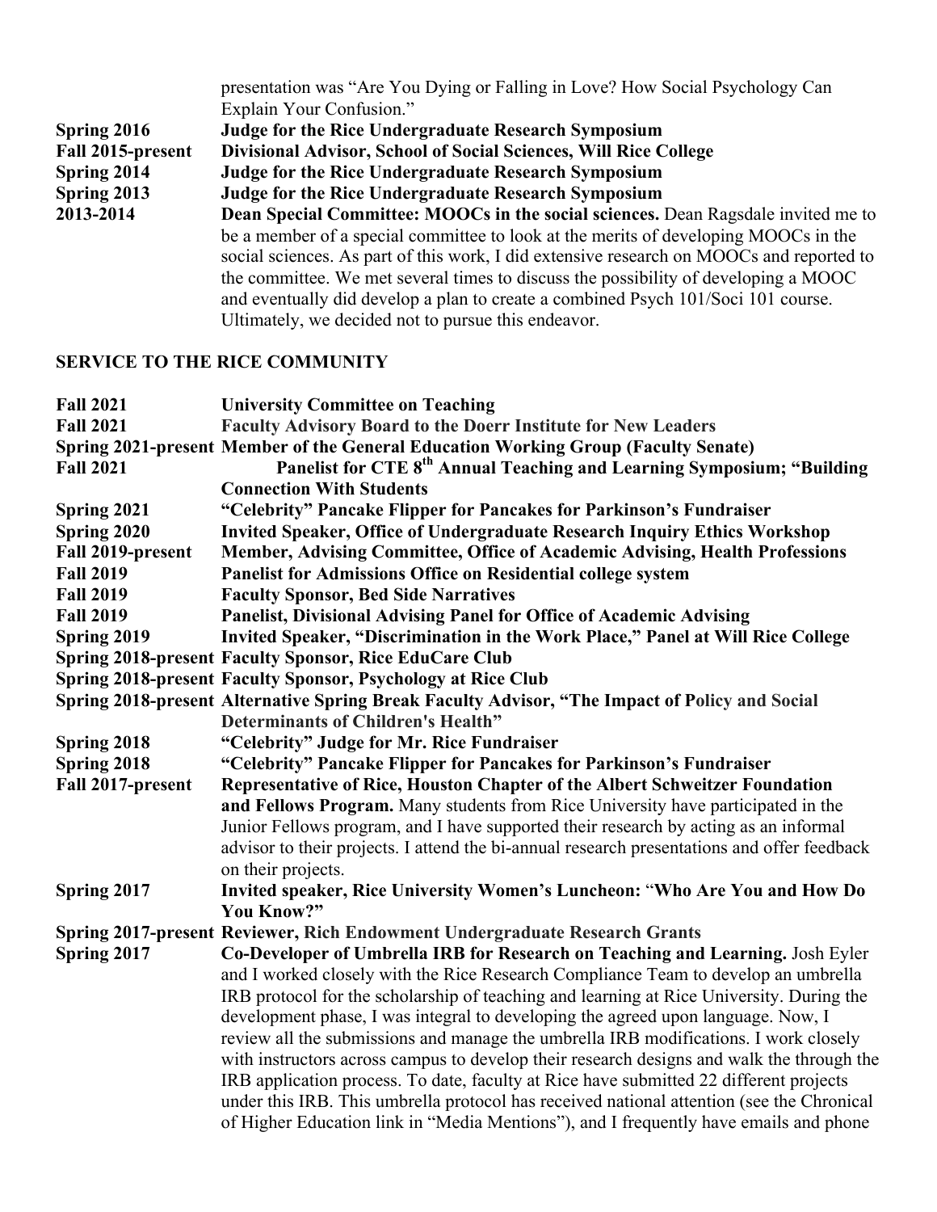presentation was "Are You Dying or Falling in Love? How Social Psychology Can Explain Your Confusion."

**Spring 2016** **Judge for the Rice Undergraduate Research Symposium**

**Fall 2015-present** **Divisional Advisor, School of Social Sciences, Will Rice College**

**Spring 2014** **Judge for the Rice Undergraduate Research Symposium**

**Spring 2013** **Judge for the Rice Undergraduate Research Symposium**

**2013-2014** **Dean Special Committee: MOOCs in the social sciences.** Dean Ragsdale invited me to be a member of a special committee to look at the merits of developing MOOCs in the social sciences. As part of this work, I did extensive research on MOOCs and reported to the committee. We met several times to discuss the possibility of developing a MOOC and eventually did develop a plan to create a combined Psych 101/Soci 101 course. Ultimately, we decided not to pursue this endeavor.

## SERVICE TO THE RICE COMMUNITY

**Fall 2021** **University Committee on Teaching**

**Fall 2021** **Faculty Advisory Board to the Doerr Institute for New Leaders**

**Spring 2021-present** **Member of the General Education Working Group (Faculty Senate)**

**Fall 2021** **Panelist for CTE 8th Annual Teaching and Learning Symposium; "Building Connection With Students**

**Spring 2021** **"Celebrity" Pancake Flipper for Pancakes for Parkinson's Fundraiser**

**Spring 2020** **Invited Speaker, Office of Undergraduate Research Inquiry Ethics Workshop**

**Fall 2019-present** **Member, Advising Committee, Office of Academic Advising, Health Professions**

**Fall 2019** **Panelist for Admissions Office on Residential college system**

**Fall 2019** **Faculty Sponsor, Bed Side Narratives**

**Fall 2019** **Panelist, Divisional Advising Panel for Office of Academic Advising**

**Spring 2019** **Invited Speaker, "Discrimination in the Work Place," Panel at Will Rice College**

**Spring 2018-present** **Faculty Sponsor, Rice EduCare Club**

**Spring 2018-present** **Faculty Sponsor, Psychology at Rice Club**

**Spring 2018-present** **Alternative Spring Break Faculty Advisor, "The Impact of Policy and Social Determinants of Children's Health"**

**Spring 2018** **"Celebrity" Judge for Mr. Rice Fundraiser**

**Spring 2018** **"Celebrity" Pancake Flipper for Pancakes for Parkinson's Fundraiser**

**Fall 2017-present** **Representative of Rice, Houston Chapter of the Albert Schweitzer Foundation and Fellows Program.** Many students from Rice University have participated in the Junior Fellows program, and I have supported their research by acting as an informal advisor to their projects. I attend the bi-annual research presentations and offer feedback on their projects.

**Spring 2017** **Invited speaker, Rice University Women's Luncheon:** "**Who Are You and How Do You Know?"**

**Spring 2017-present** **Reviewer, Rich Endowment Undergraduate Research Grants**

**Spring 2017** **Co-Developer of Umbrella IRB for Research on Teaching and Learning.** Josh Eyler and I worked closely with the Rice Research Compliance Team to develop an umbrella IRB protocol for the scholarship of teaching and learning at Rice University. During the development phase, I was integral to developing the agreed upon language. Now, I review all the submissions and manage the umbrella IRB modifications. I work closely with instructors across campus to develop their research designs and walk the through the IRB application process. To date, faculty at Rice have submitted 22 different projects under this IRB. This umbrella protocol has received national attention (see the Chronical of Higher Education link in "Media Mentions"), and I frequently have emails and phone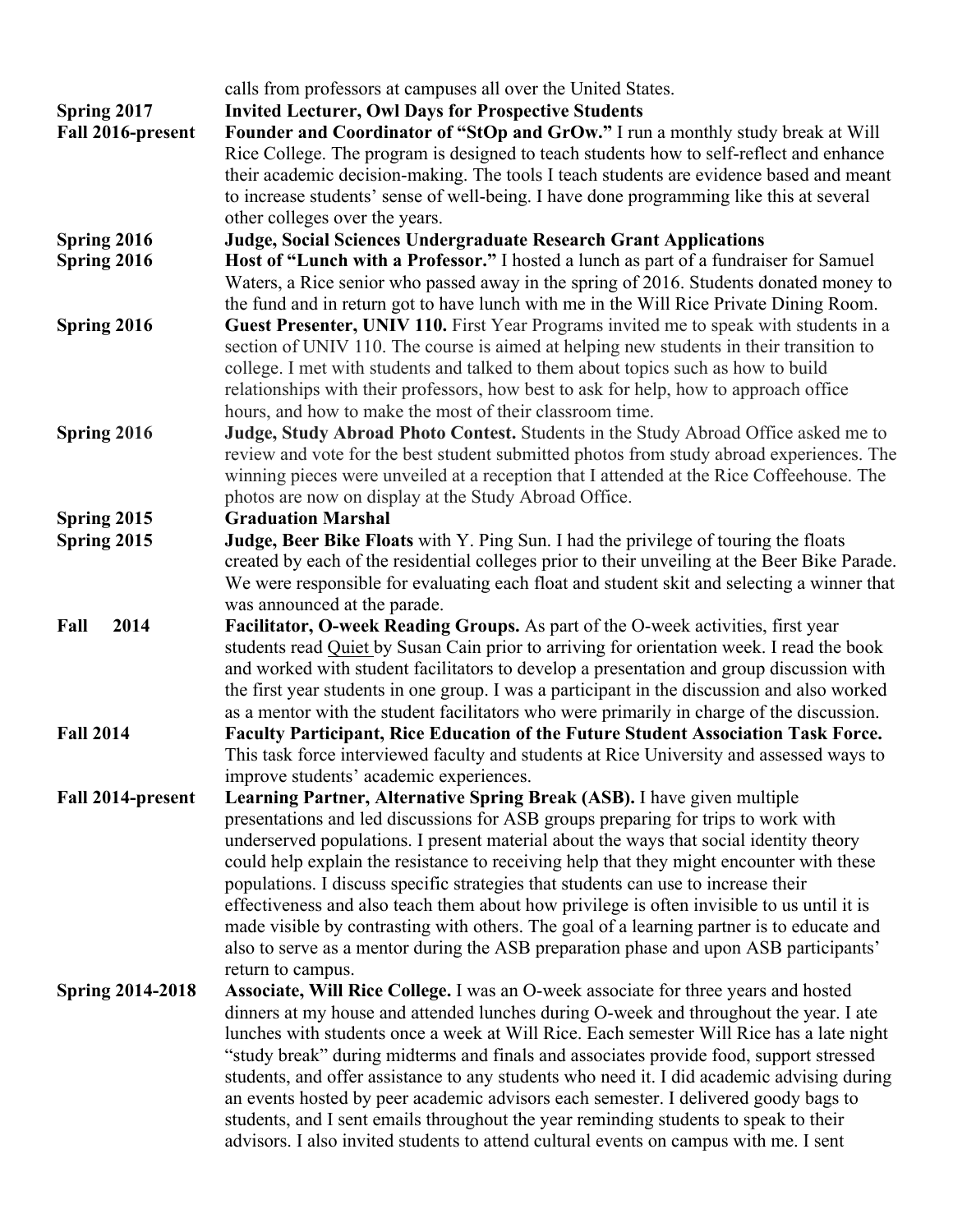calls from professors at campuses all over the United States.

**Spring 2017** **Invited Lecturer, Owl Days for Prospective Students**

**Fall 2016-present** **Founder and Coordinator of "StOp and GrOw."** I run a monthly study break at Will Rice College. The program is designed to teach students how to self-reflect and enhance their academic decision-making. The tools I teach students are evidence based and meant to increase students' sense of well-being. I have done programming like this at several other colleges over the years.

**Spring 2016** **Judge, Social Sciences Undergraduate Research Grant Applications**

**Spring 2016** **Host of "Lunch with a Professor."** I hosted a lunch as part of a fundraiser for Samuel Waters, a Rice senior who passed away in the spring of 2016. Students donated money to the fund and in return got to have lunch with me in the Will Rice Private Dining Room.

**Spring 2016** **Guest Presenter, UNIV 110.** First Year Programs invited me to speak with students in a section of UNIV 110. The course is aimed at helping new students in their transition to college. I met with students and talked to them about topics such as how to build relationships with their professors, how best to ask for help, how to approach office hours, and how to make the most of their classroom time.

**Spring 2016** **Judge, Study Abroad Photo Contest.** Students in the Study Abroad Office asked me to review and vote for the best student submitted photos from study abroad experiences. The winning pieces were unveiled at a reception that I attended at the Rice Coffeehouse. The photos are now on display at the Study Abroad Office.

**Spring 2015** **Graduation Marshal**

**Spring 2015** **Judge, Beer Bike Floats** with Y. Ping Sun. I had the privilege of touring the floats created by each of the residential colleges prior to their unveiling at the Beer Bike Parade. We were responsible for evaluating each float and student skit and selecting a winner that was announced at the parade.

**Fall 2014** **Facilitator, O-week Reading Groups.** As part of the O-week activities, first year students read Quiet by Susan Cain prior to arriving for orientation week. I read the book and worked with student facilitators to develop a presentation and group discussion with the first year students in one group. I was a participant in the discussion and also worked as a mentor with the student facilitators who were primarily in charge of the discussion.

**Fall 2014** **Faculty Participant, Rice Education of the Future Student Association Task Force.** This task force interviewed faculty and students at Rice University and assessed ways to improve students' academic experiences.

**Fall 2014-present** **Learning Partner, Alternative Spring Break (ASB).** I have given multiple presentations and led discussions for ASB groups preparing for trips to work with underserved populations. I present material about the ways that social identity theory could help explain the resistance to receiving help that they might encounter with these populations. I discuss specific strategies that students can use to increase their effectiveness and also teach them about how privilege is often invisible to us until it is made visible by contrasting with others. The goal of a learning partner is to educate and also to serve as a mentor during the ASB preparation phase and upon ASB participants' return to campus.

**Spring 2014-2018** **Associate, Will Rice College.** I was an O-week associate for three years and hosted dinners at my house and attended lunches during O-week and throughout the year. I ate lunches with students once a week at Will Rice. Each semester Will Rice has a late night "study break" during midterms and finals and associates provide food, support stressed students, and offer assistance to any students who need it. I did academic advising during an events hosted by peer academic advisors each semester. I delivered goody bags to students, and I sent emails throughout the year reminding students to speak to their advisors. I also invited students to attend cultural events on campus with me. I sent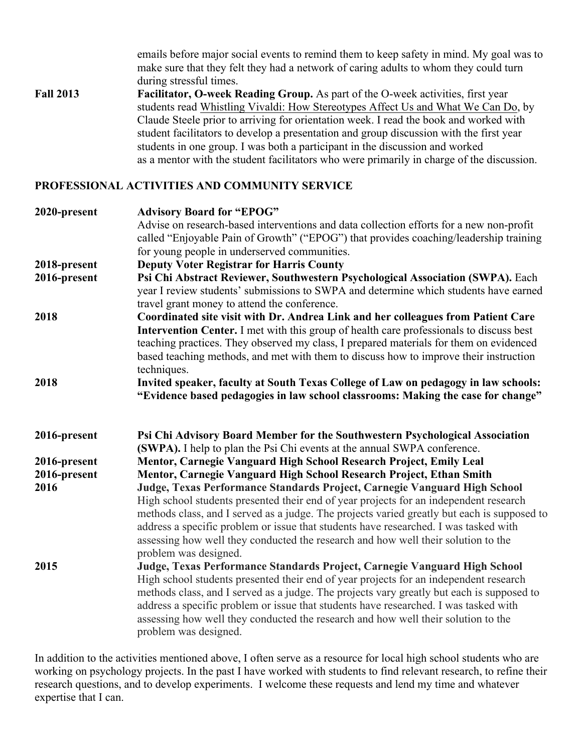emails before major social events to remind them to keep safety in mind. My goal was to make sure that they felt they had a network of caring adults to whom they could turn during stressful times.

**Fall 2013** — **Facilitator, O-week Reading Group.** As part of the O-week activities, first year students read Whistling Vivaldi: How Stereotypes Affect Us and What We Can Do, by Claude Steele prior to arriving for orientation week. I read the book and worked with student facilitators to develop a presentation and group discussion with the first year students in one group. I was both a participant in the discussion and worked as a mentor with the student facilitators who were primarily in charge of the discussion.

## PROFESSIONAL ACTIVITIES AND COMMUNITY SERVICE

**2020-present** — **Advisory Board for "EPOG"**
Advise on research-based interventions and data collection efforts for a new non-profit called "Enjoyable Pain of Growth" ("EPOG") that provides coaching/leadership training for young people in underserved communities.

**2018-present** — **Deputy Voter Registrar for Harris County**

**2016-present** — **Psi Chi Abstract Reviewer, Southwestern Psychological Association (SWPA).** Each year I review students' submissions to SWPA and determine which students have earned travel grant money to attend the conference.

**2018** — **Coordinated site visit with Dr. Andrea Link and her colleagues from Patient Care Intervention Center.** I met with this group of health care professionals to discuss best teaching practices. They observed my class, I prepared materials for them on evidenced based teaching methods, and met with them to discuss how to improve their instruction techniques.

**2018** — **Invited speaker, faculty at South Texas College of Law on pedagogy in law schools: "Evidence based pedagogies in law school classrooms: Making the case for change"**

**2016-present** — **Psi Chi Advisory Board Member for the Southwestern Psychological Association (SWPA).** I help to plan the Psi Chi events at the annual SWPA conference.

**2016-present** — **Mentor, Carnegie Vanguard High School Research Project, Emily Leal**

**2016-present** — **Mentor, Carnegie Vanguard High School Research Project, Ethan Smith**

**2016** — **Judge, Texas Performance Standards Project, Carnegie Vanguard High School**
High school students presented their end of year projects for an independent research methods class, and I served as a judge. The projects varied greatly but each is supposed to address a specific problem or issue that students have researched. I was tasked with assessing how well they conducted the research and how well their solution to the problem was designed.

**2015** — **Judge, Texas Performance Standards Project, Carnegie Vanguard High School**
High school students presented their end of year projects for an independent research methods class, and I served as a judge. The projects vary greatly but each is supposed to address a specific problem or issue that students have researched. I was tasked with assessing how well they conducted the research and how well their solution to the problem was designed.

In addition to the activities mentioned above, I often serve as a resource for local high school students who are working on psychology projects. In the past I have worked with students to find relevant research, to refine their research questions, and to develop experiments. I welcome these requests and lend my time and whatever expertise that I can.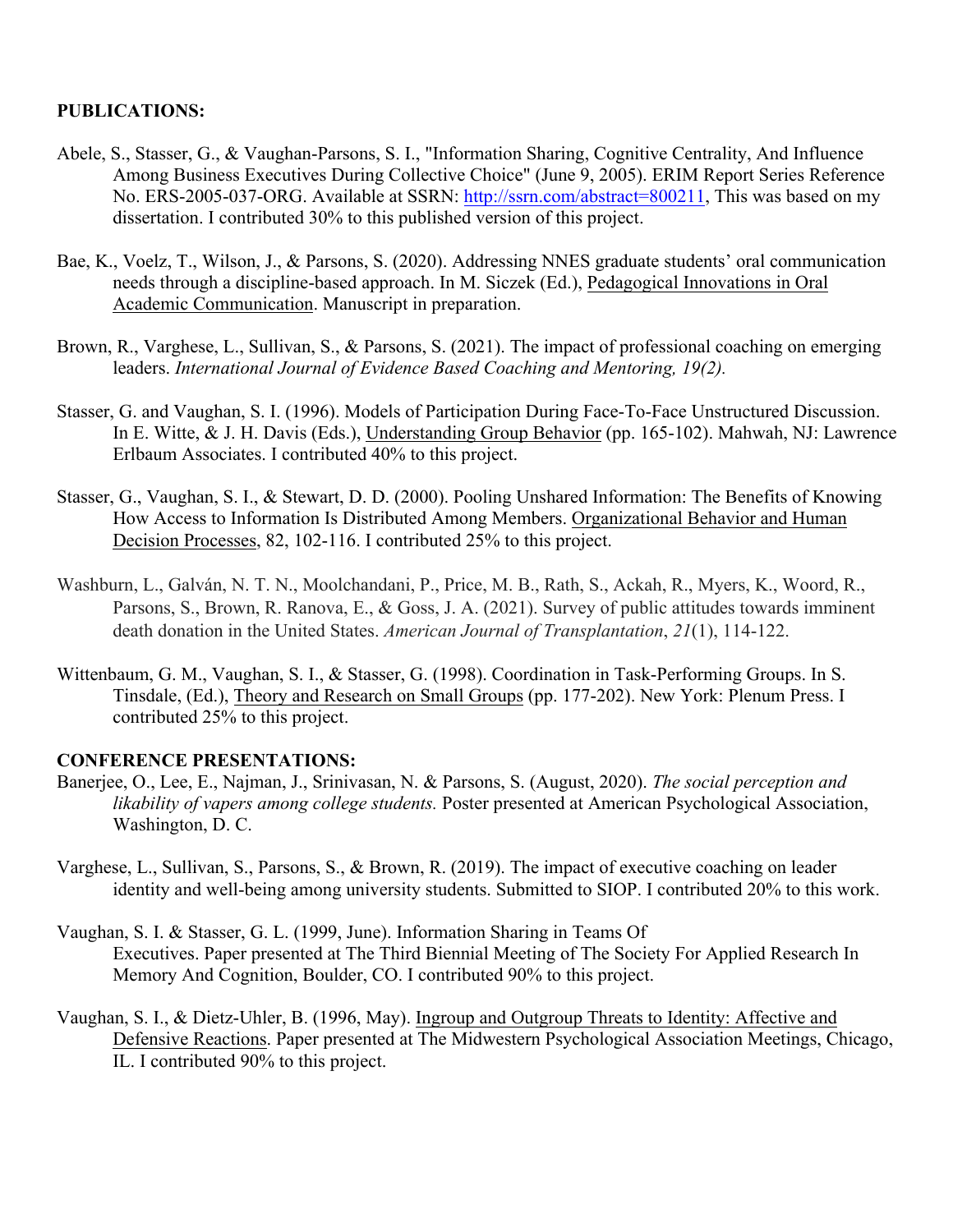**PUBLICATIONS:**

Abele, S., Stasser, G., & Vaughan-Parsons, S. I., "Information Sharing, Cognitive Centrality, And Influence Among Business Executives During Collective Choice" (June 9, 2005). ERIM Report Series Reference No. ERS-2005-037-ORG. Available at SSRN: http://ssrn.com/abstract=800211, This was based on my dissertation. I contributed 30% to this published version of this project.

Bae, K., Voelz, T., Wilson, J., & Parsons, S. (2020). Addressing NNES graduate students' oral communication needs through a discipline-based approach. In M. Siczek (Ed.), Pedagogical Innovations in Oral Academic Communication. Manuscript in preparation.

Brown, R., Varghese, L., Sullivan, S., & Parsons, S. (2021). The impact of professional coaching on emerging leaders. *International Journal of Evidence Based Coaching and Mentoring, 19(2).*

Stasser, G. and Vaughan, S. I. (1996). Models of Participation During Face-To-Face Unstructured Discussion. In E. Witte, & J. H. Davis (Eds.), Understanding Group Behavior (pp. 165-102). Mahwah, NJ: Lawrence Erlbaum Associates. I contributed 40% to this project.

Stasser, G., Vaughan, S. I., & Stewart, D. D. (2000). Pooling Unshared Information: The Benefits of Knowing How Access to Information Is Distributed Among Members. Organizational Behavior and Human Decision Processes, 82, 102-116. I contributed 25% to this project.

Washburn, L., Galván, N. T. N., Moolchandani, P., Price, M. B., Rath, S., Ackah, R., Myers, K., Woord, R., Parsons, S., Brown, R. Ranova, E., & Goss, J. A. (2021). Survey of public attitudes towards imminent death donation in the United States. *American Journal of Transplantation*, *21*(1), 114-122.

Wittenbaum, G. M., Vaughan, S. I., & Stasser, G. (1998). Coordination in Task-Performing Groups. In S. Tinsdale, (Ed.), Theory and Research on Small Groups (pp. 177-202). New York: Plenum Press. I contributed 25% to this project.

**CONFERENCE PRESENTATIONS:**

Banerjee, O., Lee, E., Najman, J., Srinivasan, N. & Parsons, S. (August, 2020). *The social perception and likability of vapers among college students.* Poster presented at American Psychological Association, Washington, D. C.

Varghese, L., Sullivan, S., Parsons, S., & Brown, R. (2019). The impact of executive coaching on leader identity and well-being among university students. Submitted to SIOP. I contributed 20% to this work.

Vaughan, S. I. & Stasser, G. L. (1999, June). Information Sharing in Teams Of Executives. Paper presented at The Third Biennial Meeting of The Society For Applied Research In Memory And Cognition, Boulder, CO. I contributed 90% to this project.

Vaughan, S. I., & Dietz-Uhler, B. (1996, May). Ingroup and Outgroup Threats to Identity: Affective and Defensive Reactions. Paper presented at The Midwestern Psychological Association Meetings, Chicago, IL. I contributed 90% to this project.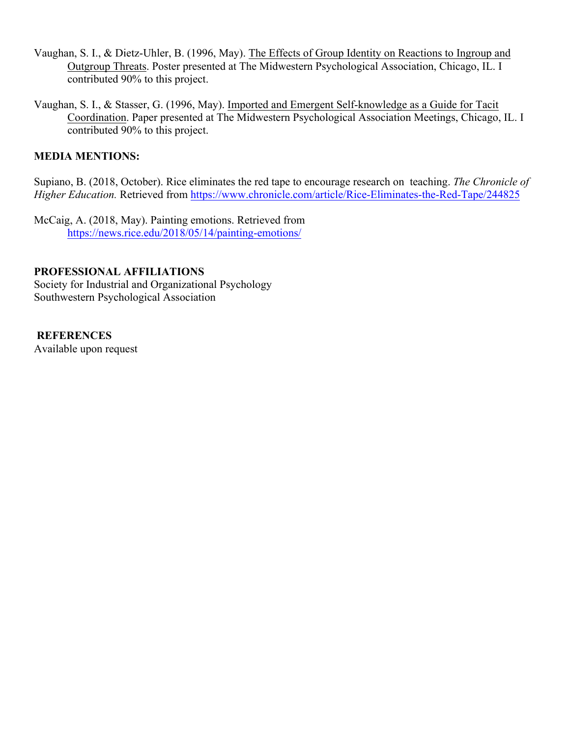Vaughan, S. I., & Dietz-Uhler, B. (1996, May). The Effects of Group Identity on Reactions to Ingroup and Outgroup Threats. Poster presented at The Midwestern Psychological Association, Chicago, IL. I contributed 90% to this project.

Vaughan, S. I., & Stasser, G. (1996, May). Imported and Emergent Self-knowledge as a Guide for Tacit Coordination. Paper presented at The Midwestern Psychological Association Meetings, Chicago, IL. I contributed 90% to this project.

**MEDIA MENTIONS:**

Supiano, B. (2018, October). Rice eliminates the red tape to encourage research on teaching. *The Chronicle of Higher Education.* Retrieved from https://www.chronicle.com/article/Rice-Eliminates-the-Red-Tape/244825

McCaig, A. (2018, May). Painting emotions. Retrieved from https://news.rice.edu/2018/05/14/painting-emotions/

**PROFESSIONAL AFFILIATIONS**

Society for Industrial and Organizational Psychology
Southwestern Psychological Association

**REFERENCES**

Available upon request